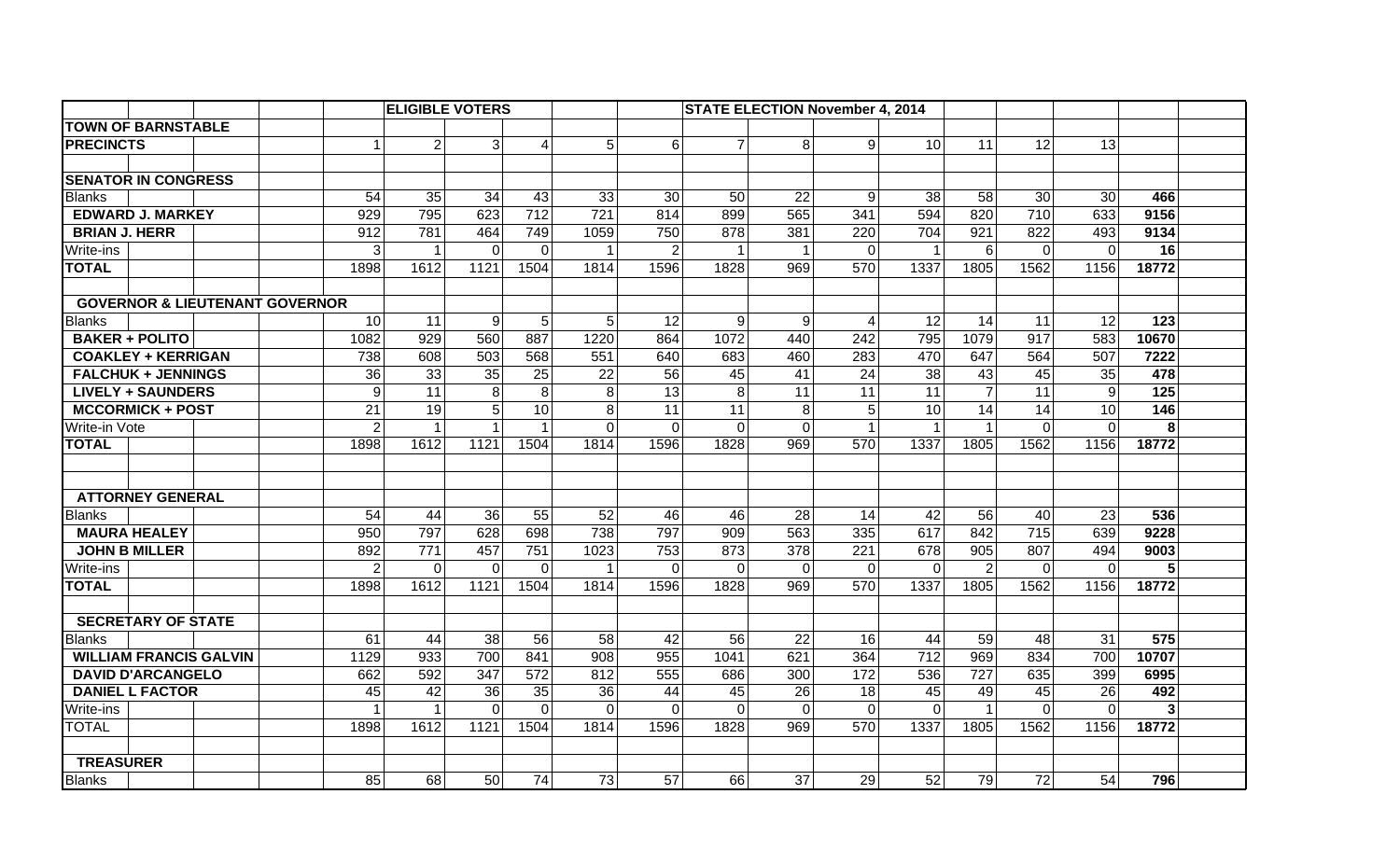| | ELIGIBLE VOTERS | | | | | | STATE ELECTION November 4, 2014 | | | | | | |
|---|---|---|---|---|---|---|---|---|---|---|---|---|---|
| **TOWN OF BARNSTABLE** | | | | | | | | | | | | | |
| **PRECINCTS** | 1 | 2 | 3 | 4 | 5 | 6 | 7 | 8 | 9 | 10 | 11 | 12 | 13 | |
| | | | | | | | | | | | | | | |
| **SENATOR IN CONGRESS** | | | | | | | | | | | | | | |
| Blanks | 54 | 35 | 34 | 43 | 33 | 30 | 50 | 22 | 9 | 38 | 58 | 30 | 30 | **466** |
| **EDWARD J. MARKEY** | 929 | 795 | 623 | 712 | 721 | 814 | 899 | 565 | 341 | 594 | 820 | 710 | 633 | **9156** |
| **BRIAN J. HERR** | 912 | 781 | 464 | 749 | 1059 | 750 | 878 | 381 | 220 | 704 | 921 | 822 | 493 | **9134** |
| Write-ins | 3 | 1 | 0 | 0 | 1 | 2 | 1 | 1 | 0 | 1 | 6 | 0 | 0 | **16** |
| **TOTAL** | 1898 | 1612 | 1121 | 1504 | 1814 | 1596 | 1828 | 969 | 570 | 1337 | 1805 | 1562 | 1156 | **18772** |
| | | | | | | | | | | | | | | |
| **GOVERNOR & LIEUTENANT GOVERNOR** | | | | | | | | | | | | | | |
| Blanks | 10 | 11 | 9 | 5 | 5 | 12 | 9 | 9 | 4 | 12 | 14 | 11 | 12 | **123** |
| **BAKER + POLITO** | 1082 | 929 | 560 | 887 | 1220 | 864 | 1072 | 440 | 242 | 795 | 1079 | 917 | 583 | **10670** |
| **COAKLEY + KERRIGAN** | 738 | 608 | 503 | 568 | 551 | 640 | 683 | 460 | 283 | 470 | 647 | 564 | 507 | **7222** |
| **FALCHUK + JENNINGS** | 36 | 33 | 35 | 25 | 22 | 56 | 45 | 41 | 24 | 38 | 43 | 45 | 35 | **478** |
| **LIVELY + SAUNDERS** | 9 | 11 | 8 | 8 | 8 | 13 | 8 | 11 | 11 | 11 | 7 | 11 | 9 | **125** |
| **MCCORMICK + POST** | 21 | 19 | 5 | 10 | 8 | 11 | 11 | 8 | 5 | 10 | 14 | 14 | 10 | **146** |
| Write-in Vote | 2 | 1 | 1 | 1 | 0 | 0 | 0 | 0 | 1 | 1 | 1 | 0 | 0 | **8** |
| **TOTAL** | 1898 | 1612 | 1121 | 1504 | 1814 | 1596 | 1828 | 969 | 570 | 1337 | 1805 | 1562 | 1156 | **18772** |
| | | | | | | | | | | | | | | |
| | | | | | | | | | | | | | | |
| **ATTORNEY GENERAL** | | | | | | | | | | | | | | |
| Blanks | 54 | 44 | 36 | 55 | 52 | 46 | 46 | 28 | 14 | 42 | 56 | 40 | 23 | **536** |
| **MAURA HEALEY** | 950 | 797 | 628 | 698 | 738 | 797 | 909 | 563 | 335 | 617 | 842 | 715 | 639 | **9228** |
| **JOHN B MILLER** | 892 | 771 | 457 | 751 | 1023 | 753 | 873 | 378 | 221 | 678 | 905 | 807 | 494 | **9003** |
| Write-ins | 2 | 0 | 0 | 0 | 1 | 0 | 0 | 0 | 0 | 0 | 2 | 0 | 0 | **5** |
| **TOTAL** | 1898 | 1612 | 1121 | 1504 | 1814 | 1596 | 1828 | 969 | 570 | 1337 | 1805 | 1562 | 1156 | **18772** |
| | | | | | | | | | | | | | | |
| **SECRETARY OF STATE** | | | | | | | | | | | | | | |
| Blanks | 61 | 44 | 38 | 56 | 58 | 42 | 56 | 22 | 16 | 44 | 59 | 48 | 31 | **575** |
| **WILLIAM FRANCIS GALVIN** | 1129 | 933 | 700 | 841 | 908 | 955 | 1041 | 621 | 364 | 712 | 969 | 834 | 700 | **10707** |
| **DAVID D'ARCANGELO** | 662 | 592 | 347 | 572 | 812 | 555 | 686 | 300 | 172 | 536 | 727 | 635 | 399 | **6995** |
| **DANIEL L FACTOR** | 45 | 42 | 36 | 35 | 36 | 44 | 45 | 26 | 18 | 45 | 49 | 45 | 26 | **492** |
| Write-ins | 1 | 1 | 0 | 0 | 0 | 0 | 0 | 0 | 0 | 0 | 1 | 0 | 0 | **3** |
| TOTAL | 1898 | 1612 | 1121 | 1504 | 1814 | 1596 | 1828 | 969 | 570 | 1337 | 1805 | 1562 | 1156 | **18772** |
| | | | | | | | | | | | | | | |
| **TREASURER** | | | | | | | | | | | | | | |
| Blanks | 85 | 68 | 50 | 74 | 73 | 57 | 66 | 37 | 29 | 52 | 79 | 72 | 54 | **796** |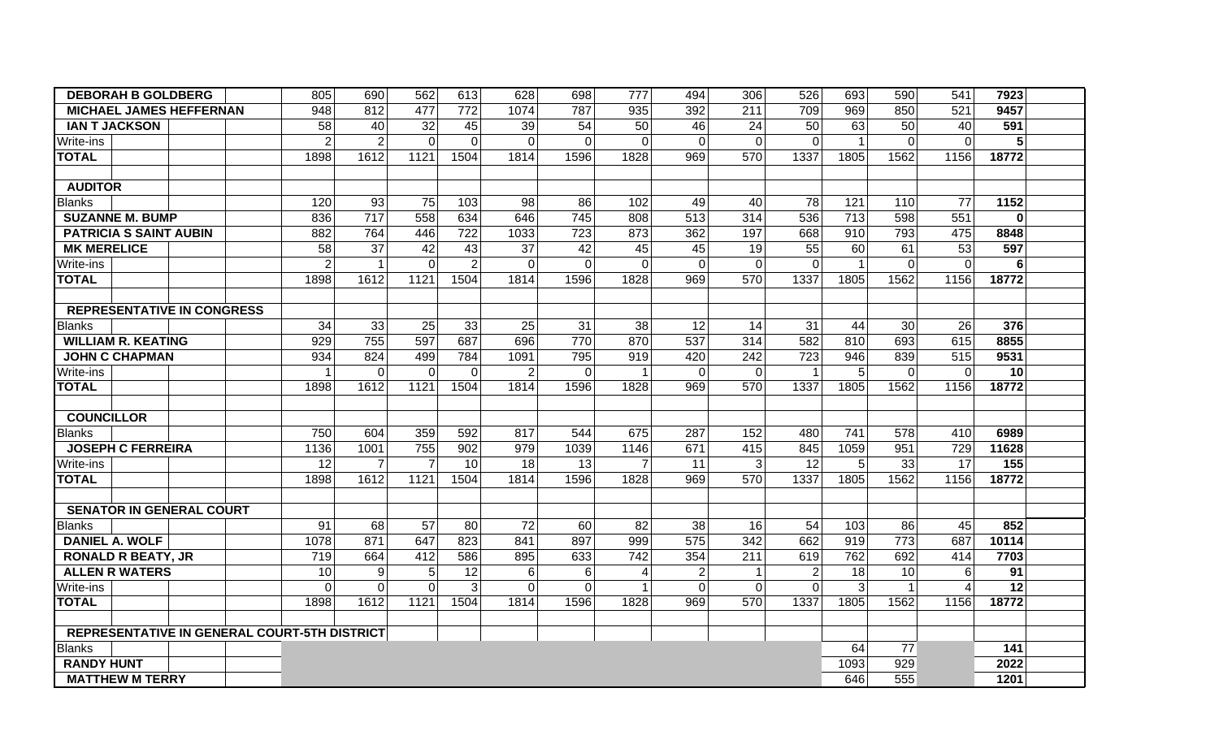| | | | | | | | | | | | | | | | |
|---|---|---|---|---|---|---|---|---|---|---|---|---|---|---|---|
| **DEBORAH B GOLDBERG** | 805 | 690 | 562 | 613 | 628 | 698 | 777 | 494 | 306 | 526 | 693 | 590 | 541 | **7923** | |
| **MICHAEL JAMES HEFFERNAN** | 948 | 812 | 477 | 772 | 1074 | 787 | 935 | 392 | 211 | 709 | 969 | 850 | 521 | **9457** | |
| **IAN T JACKSON** | 58 | 40 | 32 | 45 | 39 | 54 | 50 | 46 | 24 | 50 | 63 | 50 | 40 | **591** | |
| Write-ins | 2 | 2 | 0 | 0 | 0 | 0 | 0 | 0 | 0 | 0 | 1 | 0 | 0 | **5** | |
| **TOTAL** | 1898 | 1612 | 1121 | 1504 | 1814 | 1596 | 1828 | 969 | 570 | 1337 | 1805 | 1562 | 1156 | **18772** | |
| | | | | | | | | | | | | | | | |
| **AUDITOR** | | | | | | | | | | | | | | | |
| Blanks | 120 | 93 | 75 | 103 | 98 | 86 | 102 | 49 | 40 | 78 | 121 | 110 | 77 | **1152** | |
| **SUZANNE M. BUMP** | 836 | 717 | 558 | 634 | 646 | 745 | 808 | 513 | 314 | 536 | 713 | 598 | 551 | **0** | |
| **PATRICIA S SAINT AUBIN** | 882 | 764 | 446 | 722 | 1033 | 723 | 873 | 362 | 197 | 668 | 910 | 793 | 475 | **8848** | |
| **MK MERELICE** | 58 | 37 | 42 | 43 | 37 | 42 | 45 | 45 | 19 | 55 | 60 | 61 | 53 | **597** | |
| Write-ins | 2 | 1 | 0 | 2 | 0 | 0 | 0 | 0 | 0 | 0 | 1 | 0 | 0 | **6** | |
| **TOTAL** | 1898 | 1612 | 1121 | 1504 | 1814 | 1596 | 1828 | 969 | 570 | 1337 | 1805 | 1562 | 1156 | **18772** | |
| | | | | | | | | | | | | | | | |
| **REPRESENTATIVE IN CONGRESS** | | | | | | | | | | | | | | | |
| Blanks | 34 | 33 | 25 | 33 | 25 | 31 | 38 | 12 | 14 | 31 | 44 | 30 | 26 | **376** | |
| **WILLIAM R. KEATING** | 929 | 755 | 597 | 687 | 696 | 770 | 870 | 537 | 314 | 582 | 810 | 693 | 615 | **8855** | |
| **JOHN C CHAPMAN** | 934 | 824 | 499 | 784 | 1091 | 795 | 919 | 420 | 242 | 723 | 946 | 839 | 515 | **9531** | |
| Write-ins | 1 | 0 | 0 | 0 | 2 | 0 | 1 | 0 | 0 | 1 | 5 | 0 | 0 | **10** | |
| **TOTAL** | 1898 | 1612 | 1121 | 1504 | 1814 | 1596 | 1828 | 969 | 570 | 1337 | 1805 | 1562 | 1156 | **18772** | |
| | | | | | | | | | | | | | | | |
| **COUNCILLOR** | | | | | | | | | | | | | | | |
| Blanks | 750 | 604 | 359 | 592 | 817 | 544 | 675 | 287 | 152 | 480 | 741 | 578 | 410 | **6989** | |
| **JOSEPH C FERREIRA** | 1136 | 1001 | 755 | 902 | 979 | 1039 | 1146 | 671 | 415 | 845 | 1059 | 951 | 729 | **11628** | |
| Write-ins | 12 | 7 | 7 | 10 | 18 | 13 | 7 | 11 | 3 | 12 | 5 | 33 | 17 | **155** | |
| **TOTAL** | 1898 | 1612 | 1121 | 1504 | 1814 | 1596 | 1828 | 969 | 570 | 1337 | 1805 | 1562 | 1156 | **18772** | |
| | | | | | | | | | | | | | | | |
| **SENATOR IN GENERAL COURT** | | | | | | | | | | | | | | | |
| Blanks | 91 | 68 | 57 | 80 | 72 | 60 | 82 | 38 | 16 | 54 | 103 | 86 | 45 | **852** | |
| **DANIEL A. WOLF** | 1078 | 871 | 647 | 823 | 841 | 897 | 999 | 575 | 342 | 662 | 919 | 773 | 687 | **10114** | |
| **RONALD R BEATY, JR** | 719 | 664 | 412 | 586 | 895 | 633 | 742 | 354 | 211 | 619 | 762 | 692 | 414 | **7703** | |
| **ALLEN R WATERS** | 10 | 9 | 5 | 12 | 6 | 6 | 4 | 2 | 1 | 2 | 18 | 10 | 6 | **91** | |
| Write-ins | 0 | 0 | 0 | 3 | 0 | 0 | 1 | 0 | 0 | 0 | 3 | 1 | 4 | **12** | |
| **TOTAL** | 1898 | 1612 | 1121 | 1504 | 1814 | 1596 | 1828 | 969 | 570 | 1337 | 1805 | 1562 | 1156 | **18772** | |
| | | | | | | | | | | | | | | | |
| **REPRESENTATIVE IN GENERAL COURT-5TH DISTRICT** | | | | | | | | | | | | | | | |
| Blanks | | | | | | | | | | | 64 | 77 | | **141** | |
| **RANDY HUNT** | | | | | | | | | | | 1093 | 929 | | **2022** | |
| **MATTHEW M TERRY** | | | | | | | | | | | 646 | 555 | | **1201** | |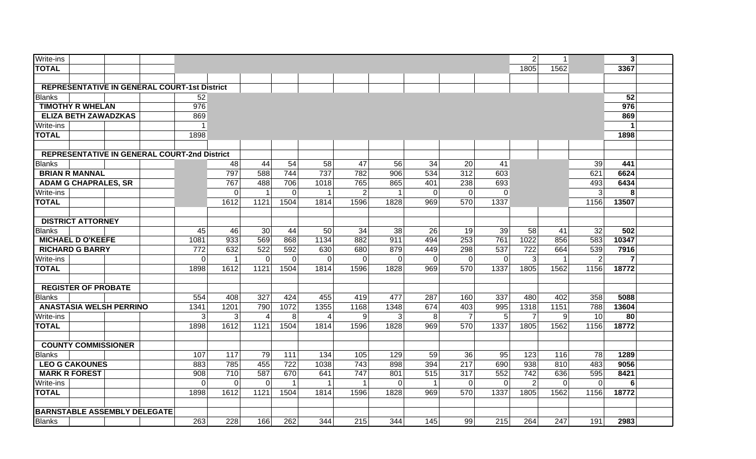| | | | | | | | | | | | | | | |
|---|---|---|---|---|---|---|---|---|---|---|---|---|---|---|
| Write-ins | | | | | | | | | | | 2 | 1 | | **3** |
| **TOTAL** | | | | | | | | | | | 1805 | 1562 | | **3367** |
| | | | | | | | | | | | | | | |
| **REPRESENTATIVE IN GENERAL COURT-1st District** | | | | | | | | | | | | | | |
| Blanks | 52 | | | | | | | | | | | | | **52** |
| **TIMOTHY R WHELAN** | 976 | | | | | | | | | | | | | **976** |
| **ELIZA BETH ZAWADZKAS** | 869 | | | | | | | | | | | | | **869** |
| Write-ins | 1 | | | | | | | | | | | | | **1** |
| **TOTAL** | 1898 | | | | | | | | | | | | | **1898** |
| | | | | | | | | | | | | | | |
| **REPRESENTATIVE IN GENERAL COURT-2nd District** | | | | | | | | | | | | | | |
| Blanks | | 48 | 44 | 54 | 58 | 47 | 56 | 34 | 20 | 41 | | | 39 | **441** |
| **BRIAN R MANNAL** | | 797 | 588 | 744 | 737 | 782 | 906 | 534 | 312 | 603 | | | 621 | **6624** |
| **ADAM G CHAPRALES, SR** | | 767 | 488 | 706 | 1018 | 765 | 865 | 401 | 238 | 693 | | | 493 | **6434** |
| Write-ins | | 0 | 1 | 0 | 1 | 2 | 1 | 0 | 0 | 0 | | | 3 | **8** |
| **TOTAL** | | 1612 | 1121 | 1504 | 1814 | 1596 | 1828 | 969 | 570 | 1337 | | | 1156 | **13507** |
| | | | | | | | | | | | | | | |
| **DISTRICT ATTORNEY** | | | | | | | | | | | | | | |
| Blanks | 45 | 46 | 30 | 44 | 50 | 34 | 38 | 26 | 19 | 39 | 58 | 41 | 32 | **502** |
| **MICHAEL D O'KEEFE** | 1081 | 933 | 569 | 868 | 1134 | 882 | 911 | 494 | 253 | 761 | 1022 | 856 | 583 | **10347** |
| **RICHARD G BARRY** | 772 | 632 | 522 | 592 | 630 | 680 | 879 | 449 | 298 | 537 | 722 | 664 | 539 | **7916** |
| Write-ins | 0 | 1 | 0 | 0 | 0 | 0 | 0 | 0 | 0 | 0 | 3 | 1 | 2 | **7** |
| **TOTAL** | 1898 | 1612 | 1121 | 1504 | 1814 | 1596 | 1828 | 969 | 570 | 1337 | 1805 | 1562 | 1156 | **18772** |
| | | | | | | | | | | | | | | |
| **REGISTER OF PROBATE** | | | | | | | | | | | | | | |
| Blanks | 554 | 408 | 327 | 424 | 455 | 419 | 477 | 287 | 160 | 337 | 480 | 402 | 358 | **5088** |
| **ANASTASIA WELSH PERRINO** | 1341 | 1201 | 790 | 1072 | 1355 | 1168 | 1348 | 674 | 403 | 995 | 1318 | 1151 | 788 | **13604** |
| Write-ins | 3 | 3 | 4 | 8 | 4 | 9 | 3 | 8 | 7 | 5 | 7 | 9 | 10 | **80** |
| **TOTAL** | 1898 | 1612 | 1121 | 1504 | 1814 | 1596 | 1828 | 969 | 570 | 1337 | 1805 | 1562 | 1156 | **18772** |
| | | | | | | | | | | | | | | |
| **COUNTY COMMISSIONER** | | | | | | | | | | | | | | |
| Blanks | 107 | 117 | 79 | 111 | 134 | 105 | 129 | 59 | 36 | 95 | 123 | 116 | 78 | **1289** |
| **LEO G CAKOUNES** | 883 | 785 | 455 | 722 | 1038 | 743 | 898 | 394 | 217 | 690 | 938 | 810 | 483 | **9056** |
| **MARK R FOREST** | 908 | 710 | 587 | 670 | 641 | 747 | 801 | 515 | 317 | 552 | 742 | 636 | 595 | **8421** |
| Write-ins | 0 | 0 | 0 | 1 | 1 | 1 | 0 | 1 | 0 | 0 | 2 | 0 | 0 | **6** |
| **TOTAL** | 1898 | 1612 | 1121 | 1504 | 1814 | 1596 | 1828 | 969 | 570 | 1337 | 1805 | 1562 | 1156 | **18772** |
| | | | | | | | | | | | | | | |
| **BARNSTABLE ASSEMBLY DELEGATE** | | | | | | | | | | | | | | |
| Blanks | 263 | 228 | 166 | 262 | 344 | 215 | 344 | 145 | 99 | 215 | 264 | 247 | 191 | **2983** |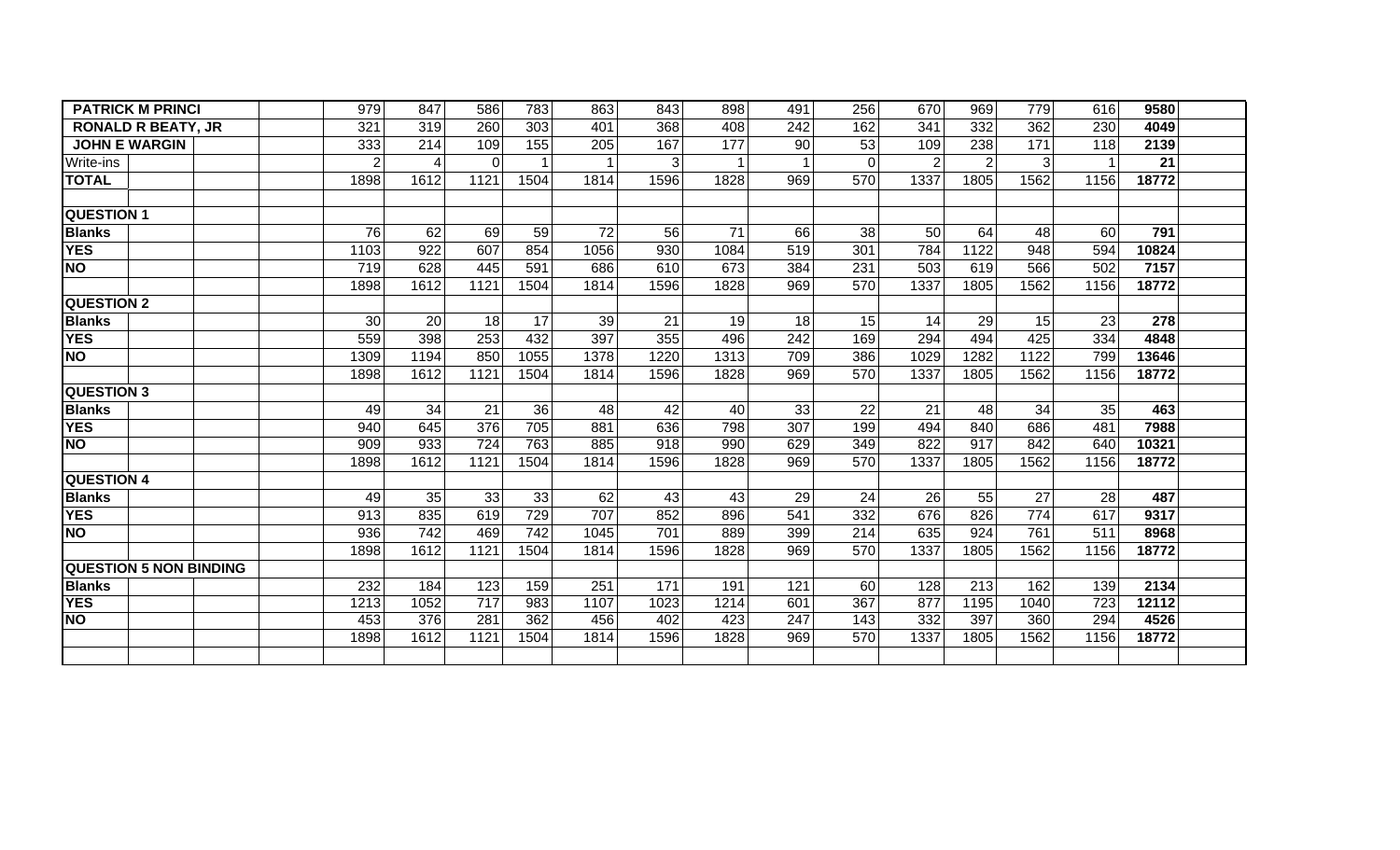| | | | | | | | | | | | | | | | | |
|---|---|---|---|---|---|---|---|---|---|---|---|---|---|---|---|---|
| **PATRICK M PRINCI** | | | 979 | 847 | 586 | 783 | 863 | 843 | 898 | 491 | 256 | 670 | 969 | 779 | 616 | **9580** |
| **RONALD R BEATY, JR** | | | 321 | 319 | 260 | 303 | 401 | 368 | 408 | 242 | 162 | 341 | 332 | 362 | 230 | **4049** |
| **JOHN E WARGIN** | | | 333 | 214 | 109 | 155 | 205 | 167 | 177 | 90 | 53 | 109 | 238 | 171 | 118 | **2139** |
| Write-ins | | | 2 | 4 | 0 | 1 | 1 | 3 | 1 | 1 | 0 | 2 | 2 | 3 | 1 | **21** |
| **TOTAL** | | | 1898 | 1612 | 1121 | 1504 | 1814 | 1596 | 1828 | 969 | 570 | 1337 | 1805 | 1562 | 1156 | **18772** |
| | | | | | | | | | | | | | | | | |
| **QUESTION 1** | | | | | | | | | | | | | | | | |
| **Blanks** | | | 76 | 62 | 69 | 59 | 72 | 56 | 71 | 66 | 38 | 50 | 64 | 48 | 60 | **791** |
| **YES** | | | 1103 | 922 | 607 | 854 | 1056 | 930 | 1084 | 519 | 301 | 784 | 1122 | 948 | 594 | **10824** |
| **NO** | | | 719 | 628 | 445 | 591 | 686 | 610 | 673 | 384 | 231 | 503 | 619 | 566 | 502 | **7157** |
| | | | 1898 | 1612 | 1121 | 1504 | 1814 | 1596 | 1828 | 969 | 570 | 1337 | 1805 | 1562 | 1156 | **18772** |
| **QUESTION 2** | | | | | | | | | | | | | | | | |
| **Blanks** | | | 30 | 20 | 18 | 17 | 39 | 21 | 19 | 18 | 15 | 14 | 29 | 15 | 23 | **278** |
| **YES** | | | 559 | 398 | 253 | 432 | 397 | 355 | 496 | 242 | 169 | 294 | 494 | 425 | 334 | **4848** |
| **NO** | | | 1309 | 1194 | 850 | 1055 | 1378 | 1220 | 1313 | 709 | 386 | 1029 | 1282 | 1122 | 799 | **13646** |
| | | | 1898 | 1612 | 1121 | 1504 | 1814 | 1596 | 1828 | 969 | 570 | 1337 | 1805 | 1562 | 1156 | **18772** |
| **QUESTION 3** | | | | | | | | | | | | | | | | |
| **Blanks** | | | 49 | 34 | 21 | 36 | 48 | 42 | 40 | 33 | 22 | 21 | 48 | 34 | 35 | **463** |
| **YES** | | | 940 | 645 | 376 | 705 | 881 | 636 | 798 | 307 | 199 | 494 | 840 | 686 | 481 | **7988** |
| **NO** | | | 909 | 933 | 724 | 763 | 885 | 918 | 990 | 629 | 349 | 822 | 917 | 842 | 640 | **10321** |
| | | | 1898 | 1612 | 1121 | 1504 | 1814 | 1596 | 1828 | 969 | 570 | 1337 | 1805 | 1562 | 1156 | **18772** |
| **QUESTION 4** | | | | | | | | | | | | | | | | |
| **Blanks** | | | 49 | 35 | 33 | 33 | 62 | 43 | 43 | 29 | 24 | 26 | 55 | 27 | 28 | **487** |
| **YES** | | | 913 | 835 | 619 | 729 | 707 | 852 | 896 | 541 | 332 | 676 | 826 | 774 | 617 | **9317** |
| **NO** | | | 936 | 742 | 469 | 742 | 1045 | 701 | 889 | 399 | 214 | 635 | 924 | 761 | 511 | **8968** |
| | | | 1898 | 1612 | 1121 | 1504 | 1814 | 1596 | 1828 | 969 | 570 | 1337 | 1805 | 1562 | 1156 | **18772** |
| **QUESTION 5 NON BINDING** | | | | | | | | | | | | | | | | |
| **Blanks** | | | 232 | 184 | 123 | 159 | 251 | 171 | 191 | 121 | 60 | 128 | 213 | 162 | 139 | **2134** |
| **YES** | | | 1213 | 1052 | 717 | 983 | 1107 | 1023 | 1214 | 601 | 367 | 877 | 1195 | 1040 | 723 | **12112** |
| **NO** | | | 453 | 376 | 281 | 362 | 456 | 402 | 423 | 247 | 143 | 332 | 397 | 360 | 294 | **4526** |
| | | | 1898 | 1612 | 1121 | 1504 | 1814 | 1596 | 1828 | 969 | 570 | 1337 | 1805 | 1562 | 1156 | **18772** |